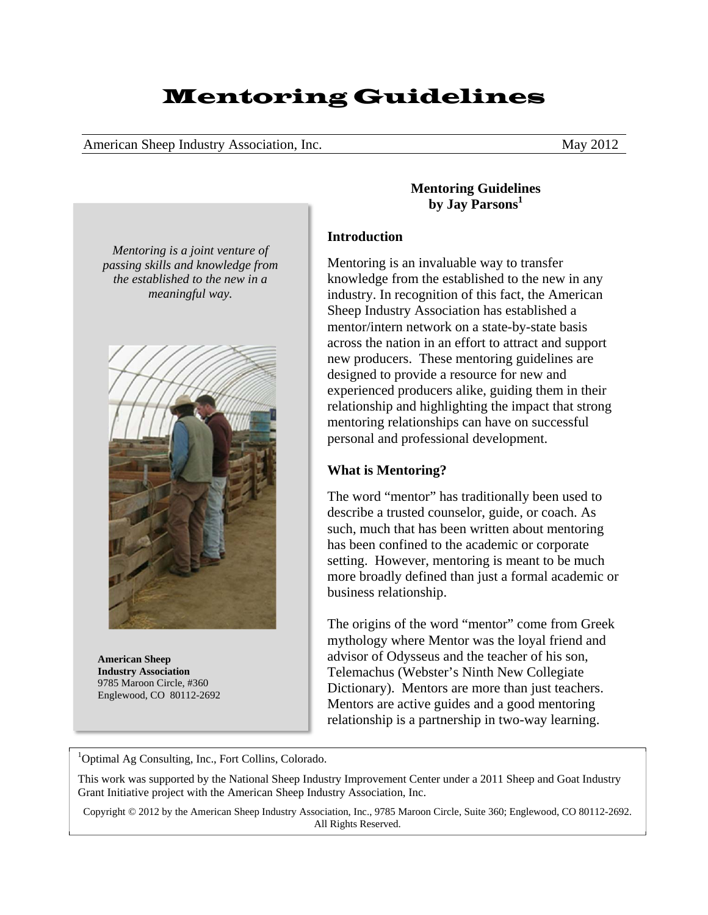# Mentoring Guidelines

American Sheep Industry Association, Inc. May 2012

*Mentoring is a joint venture of passing skills and knowledge from the established to the new in a meaningful way.*

**American Sheep Industry Association**
9785 Maroon Circle, #360
Englewood, CO 80112-2692

**Mentoring Guidelines**
**by Jay Parsons[1]**

### Introduction

Mentoring is an invaluable way to transfer knowledge from the established to the new in any industry. In recognition of this fact, the American Sheep Industry Association has established a mentor/intern network on a state-by-state basis across the nation in an effort to attract and support new producers. These mentoring guidelines are designed to provide a resource for new and experienced producers alike, guiding them in their relationship and highlighting the impact that strong mentoring relationships can have on successful personal and professional development.

### What is Mentoring?

The word "mentor" has traditionally been used to describe a trusted counselor, guide, or coach. As such, much that has been written about mentoring has been confined to the academic or corporate setting. However, mentoring is meant to be much more broadly defined than just a formal academic or business relationship.

The origins of the word "mentor" come from Greek mythology where Mentor was the loyal friend and advisor of Odysseus and the teacher of his son, Telemachus (Webster's Ninth New Collegiate Dictionary). Mentors are more than just teachers. Mentors are active guides and a good mentoring relationship is a partnership in two-way learning.

[1]Optimal Ag Consulting, Inc., Fort Collins, Colorado.

This work was supported by the National Sheep Industry Improvement Center under a 2011 Sheep and Goat Industry Grant Initiative project with the American Sheep Industry Association, Inc.

Copyright © 2012 by the American Sheep Industry Association, Inc., 9785 Maroon Circle, Suite 360; Englewood, CO 80112-2692. All Rights Reserved.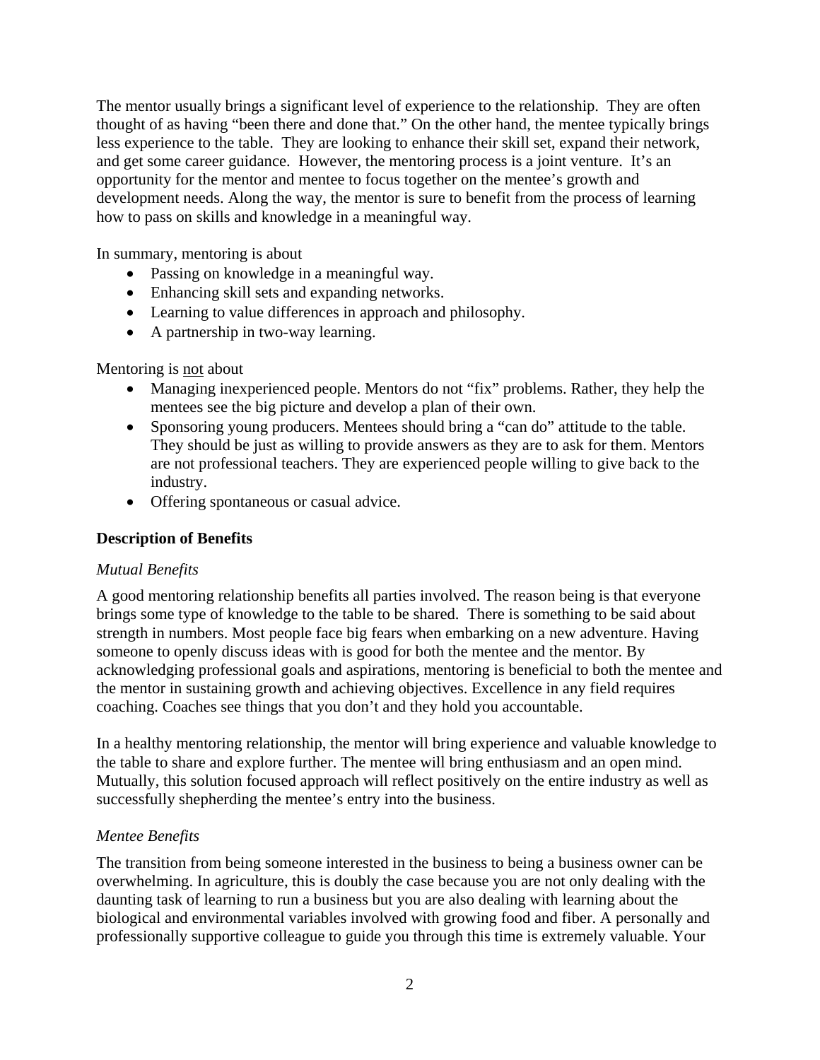The mentor usually brings a significant level of experience to the relationship. They are often thought of as having "been there and done that." On the other hand, the mentee typically brings less experience to the table. They are looking to enhance their skill set, expand their network, and get some career guidance. However, the mentoring process is a joint venture. It's an opportunity for the mentor and mentee to focus together on the mentee's growth and development needs. Along the way, the mentor is sure to benefit from the process of learning how to pass on skills and knowledge in a meaningful way.

In summary, mentoring is about

- Passing on knowledge in a meaningful way.
- Enhancing skill sets and expanding networks.
- Learning to value differences in approach and philosophy.
- A partnership in two-way learning.

Mentoring is <u>not</u> about

- Managing inexperienced people. Mentors do not "fix" problems. Rather, they help the mentees see the big picture and develop a plan of their own.
- Sponsoring young producers. Mentees should bring a "can do" attitude to the table. They should be just as willing to provide answers as they are to ask for them. Mentors are not professional teachers. They are experienced people willing to give back to the industry.
- Offering spontaneous or casual advice.

**Description of Benefits**

*Mutual Benefits*

A good mentoring relationship benefits all parties involved. The reason being is that everyone brings some type of knowledge to the table to be shared. There is something to be said about strength in numbers. Most people face big fears when embarking on a new adventure. Having someone to openly discuss ideas with is good for both the mentee and the mentor. By acknowledging professional goals and aspirations, mentoring is beneficial to both the mentee and the mentor in sustaining growth and achieving objectives. Excellence in any field requires coaching. Coaches see things that you don't and they hold you accountable.

In a healthy mentoring relationship, the mentor will bring experience and valuable knowledge to the table to share and explore further. The mentee will bring enthusiasm and an open mind. Mutually, this solution focused approach will reflect positively on the entire industry as well as successfully shepherding the mentee's entry into the business.

*Mentee Benefits*

The transition from being someone interested in the business to being a business owner can be overwhelming. In agriculture, this is doubly the case because you are not only dealing with the daunting task of learning to run a business but you are also dealing with learning about the biological and environmental variables involved with growing food and fiber. A personally and professionally supportive colleague to guide you through this time is extremely valuable. Your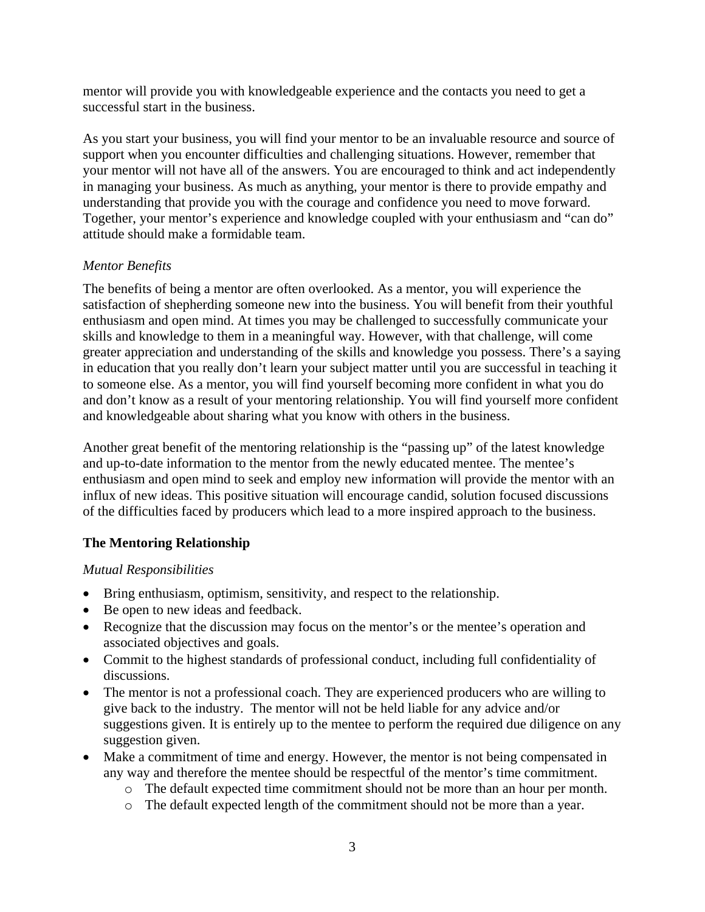mentor will provide you with knowledgeable experience and the contacts you need to get a successful start in the business.

As you start your business, you will find your mentor to be an invaluable resource and source of support when you encounter difficulties and challenging situations. However, remember that your mentor will not have all of the answers. You are encouraged to think and act independently in managing your business. As much as anything, your mentor is there to provide empathy and understanding that provide you with the courage and confidence you need to move forward. Together, your mentor's experience and knowledge coupled with your enthusiasm and "can do" attitude should make a formidable team.

*Mentor Benefits*

The benefits of being a mentor are often overlooked. As a mentor, you will experience the satisfaction of shepherding someone new into the business. You will benefit from their youthful enthusiasm and open mind. At times you may be challenged to successfully communicate your skills and knowledge to them in a meaningful way. However, with that challenge, will come greater appreciation and understanding of the skills and knowledge you possess. There's a saying in education that you really don't learn your subject matter until you are successful in teaching it to someone else. As a mentor, you will find yourself becoming more confident in what you do and don't know as a result of your mentoring relationship. You will find yourself more confident and knowledgeable about sharing what you know with others in the business.

Another great benefit of the mentoring relationship is the "passing up" of the latest knowledge and up-to-date information to the mentor from the newly educated mentee. The mentee's enthusiasm and open mind to seek and employ new information will provide the mentor with an influx of new ideas. This positive situation will encourage candid, solution focused discussions of the difficulties faced by producers which lead to a more inspired approach to the business.

## The Mentoring Relationship

*Mutual Responsibilities*

- Bring enthusiasm, optimism, sensitivity, and respect to the relationship.
- Be open to new ideas and feedback.
- Recognize that the discussion may focus on the mentor's or the mentee's operation and associated objectives and goals.
- Commit to the highest standards of professional conduct, including full confidentiality of discussions.
- The mentor is not a professional coach. They are experienced producers who are willing to give back to the industry. The mentor will not be held liable for any advice and/or suggestions given. It is entirely up to the mentee to perform the required due diligence on any suggestion given.
- Make a commitment of time and energy. However, the mentor is not being compensated in any way and therefore the mentee should be respectful of the mentor's time commitment.
  - The default expected time commitment should not be more than an hour per month.
  - The default expected length of the commitment should not be more than a year.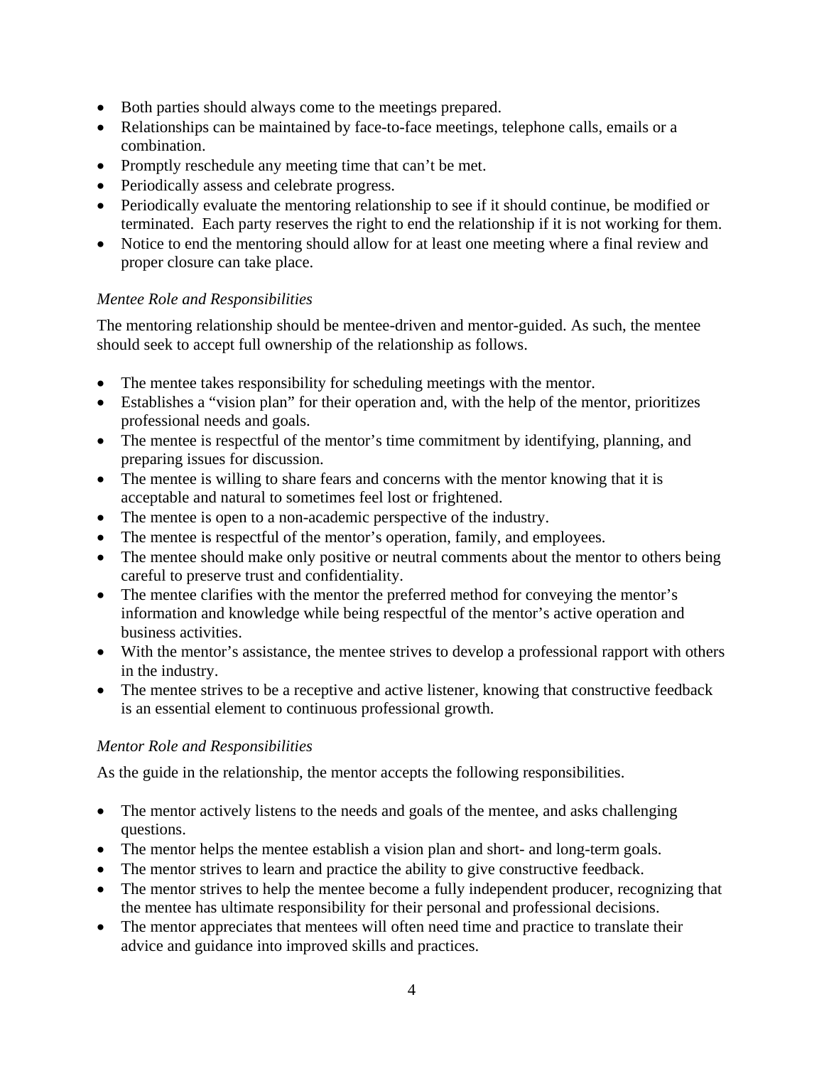- Both parties should always come to the meetings prepared.
- Relationships can be maintained by face-to-face meetings, telephone calls, emails or a combination.
- Promptly reschedule any meeting time that can't be met.
- Periodically assess and celebrate progress.
- Periodically evaluate the mentoring relationship to see if it should continue, be modified or terminated. Each party reserves the right to end the relationship if it is not working for them.
- Notice to end the mentoring should allow for at least one meeting where a final review and proper closure can take place.

*Mentee Role and Responsibilities*

The mentoring relationship should be mentee-driven and mentor-guided. As such, the mentee should seek to accept full ownership of the relationship as follows.

- The mentee takes responsibility for scheduling meetings with the mentor.
- Establishes a "vision plan" for their operation and, with the help of the mentor, prioritizes professional needs and goals.
- The mentee is respectful of the mentor's time commitment by identifying, planning, and preparing issues for discussion.
- The mentee is willing to share fears and concerns with the mentor knowing that it is acceptable and natural to sometimes feel lost or frightened.
- The mentee is open to a non-academic perspective of the industry.
- The mentee is respectful of the mentor's operation, family, and employees.
- The mentee should make only positive or neutral comments about the mentor to others being careful to preserve trust and confidentiality.
- The mentee clarifies with the mentor the preferred method for conveying the mentor's information and knowledge while being respectful of the mentor's active operation and business activities.
- With the mentor's assistance, the mentee strives to develop a professional rapport with others in the industry.
- The mentee strives to be a receptive and active listener, knowing that constructive feedback is an essential element to continuous professional growth.

*Mentor Role and Responsibilities*

As the guide in the relationship, the mentor accepts the following responsibilities.

- The mentor actively listens to the needs and goals of the mentee, and asks challenging questions.
- The mentor helps the mentee establish a vision plan and short- and long-term goals.
- The mentor strives to learn and practice the ability to give constructive feedback.
- The mentor strives to help the mentee become a fully independent producer, recognizing that the mentee has ultimate responsibility for their personal and professional decisions.
- The mentor appreciates that mentees will often need time and practice to translate their advice and guidance into improved skills and practices.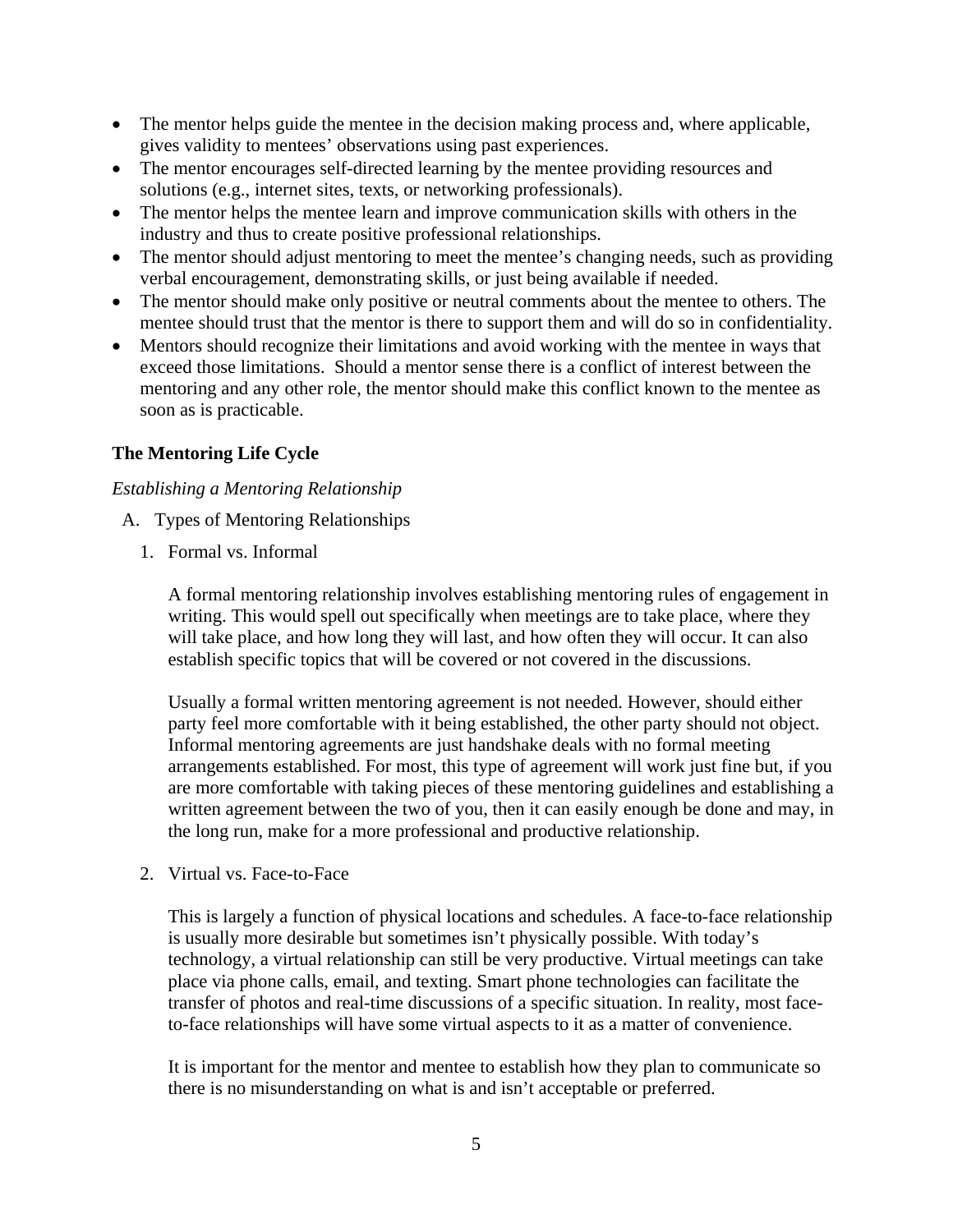- The mentor helps guide the mentee in the decision making process and, where applicable, gives validity to mentees' observations using past experiences.
- The mentor encourages self-directed learning by the mentee providing resources and solutions (e.g., internet sites, texts, or networking professionals).
- The mentor helps the mentee learn and improve communication skills with others in the industry and thus to create positive professional relationships.
- The mentor should adjust mentoring to meet the mentee's changing needs, such as providing verbal encouragement, demonstrating skills, or just being available if needed.
- The mentor should make only positive or neutral comments about the mentee to others. The mentee should trust that the mentor is there to support them and will do so in confidentiality.
- Mentors should recognize their limitations and avoid working with the mentee in ways that exceed those limitations. Should a mentor sense there is a conflict of interest between the mentoring and any other role, the mentor should make this conflict known to the mentee as soon as is practicable.

## The Mentoring Life Cycle

*Establishing a Mentoring Relationship*

A. Types of Mentoring Relationships

1. Formal vs. Informal

   A formal mentoring relationship involves establishing mentoring rules of engagement in writing. This would spell out specifically when meetings are to take place, where they will take place, and how long they will last, and how often they will occur. It can also establish specific topics that will be covered or not covered in the discussions.

   Usually a formal written mentoring agreement is not needed. However, should either party feel more comfortable with it being established, the other party should not object. Informal mentoring agreements are just handshake deals with no formal meeting arrangements established. For most, this type of agreement will work just fine but, if you are more comfortable with taking pieces of these mentoring guidelines and establishing a written agreement between the two of you, then it can easily enough be done and may, in the long run, make for a more professional and productive relationship.

2. Virtual vs. Face-to-Face

   This is largely a function of physical locations and schedules. A face-to-face relationship is usually more desirable but sometimes isn't physically possible. With today's technology, a virtual relationship can still be very productive. Virtual meetings can take place via phone calls, email, and texting. Smart phone technologies can facilitate the transfer of photos and real-time discussions of a specific situation. In reality, most face-to-face relationships will have some virtual aspects to it as a matter of convenience.

   It is important for the mentor and mentee to establish how they plan to communicate so there is no misunderstanding on what is and isn't acceptable or preferred.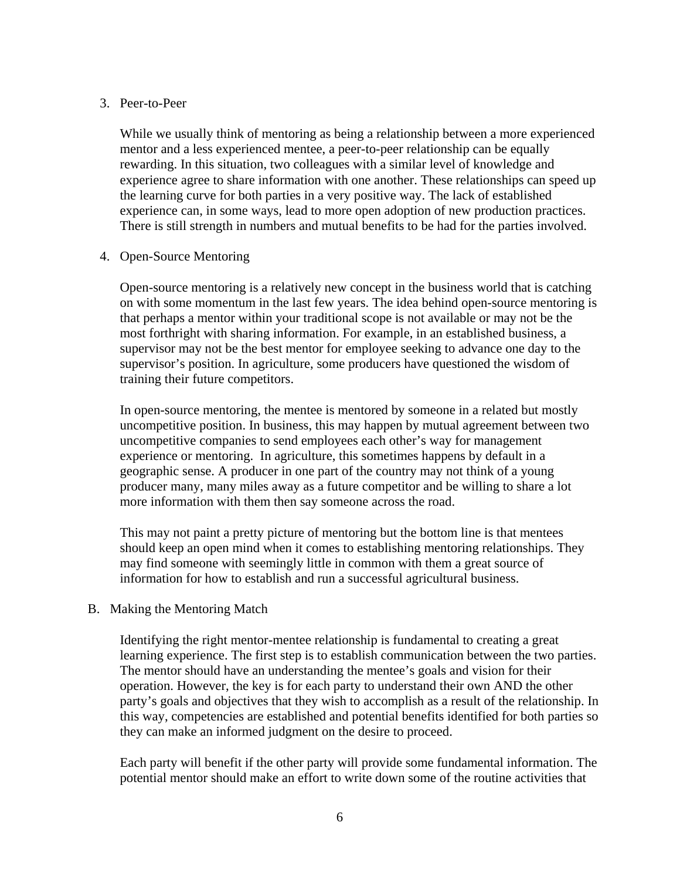3. Peer-to-Peer

   While we usually think of mentoring as being a relationship between a more experienced mentor and a less experienced mentee, a peer-to-peer relationship can be equally rewarding. In this situation, two colleagues with a similar level of knowledge and experience agree to share information with one another. These relationships can speed up the learning curve for both parties in a very positive way. The lack of established experience can, in some ways, lead to more open adoption of new production practices. There is still strength in numbers and mutual benefits to be had for the parties involved.

4. Open-Source Mentoring

   Open-source mentoring is a relatively new concept in the business world that is catching on with some momentum in the last few years. The idea behind open-source mentoring is that perhaps a mentor within your traditional scope is not available or may not be the most forthright with sharing information. For example, in an established business, a supervisor may not be the best mentor for employee seeking to advance one day to the supervisor's position. In agriculture, some producers have questioned the wisdom of training their future competitors.

   In open-source mentoring, the mentee is mentored by someone in a related but mostly uncompetitive position. In business, this may happen by mutual agreement between two uncompetitive companies to send employees each other's way for management experience or mentoring. In agriculture, this sometimes happens by default in a geographic sense. A producer in one part of the country may not think of a young producer many, many miles away as a future competitor and be willing to share a lot more information with them then say someone across the road.

   This may not paint a pretty picture of mentoring but the bottom line is that mentees should keep an open mind when it comes to establishing mentoring relationships. They may find someone with seemingly little in common with them a great source of information for how to establish and run a successful agricultural business.

B. Making the Mentoring Match

   Identifying the right mentor-mentee relationship is fundamental to creating a great learning experience. The first step is to establish communication between the two parties. The mentor should have an understanding the mentee's goals and vision for their operation. However, the key is for each party to understand their own AND the other party's goals and objectives that they wish to accomplish as a result of the relationship. In this way, competencies are established and potential benefits identified for both parties so they can make an informed judgment on the desire to proceed.

   Each party will benefit if the other party will provide some fundamental information. The potential mentor should make an effort to write down some of the routine activities that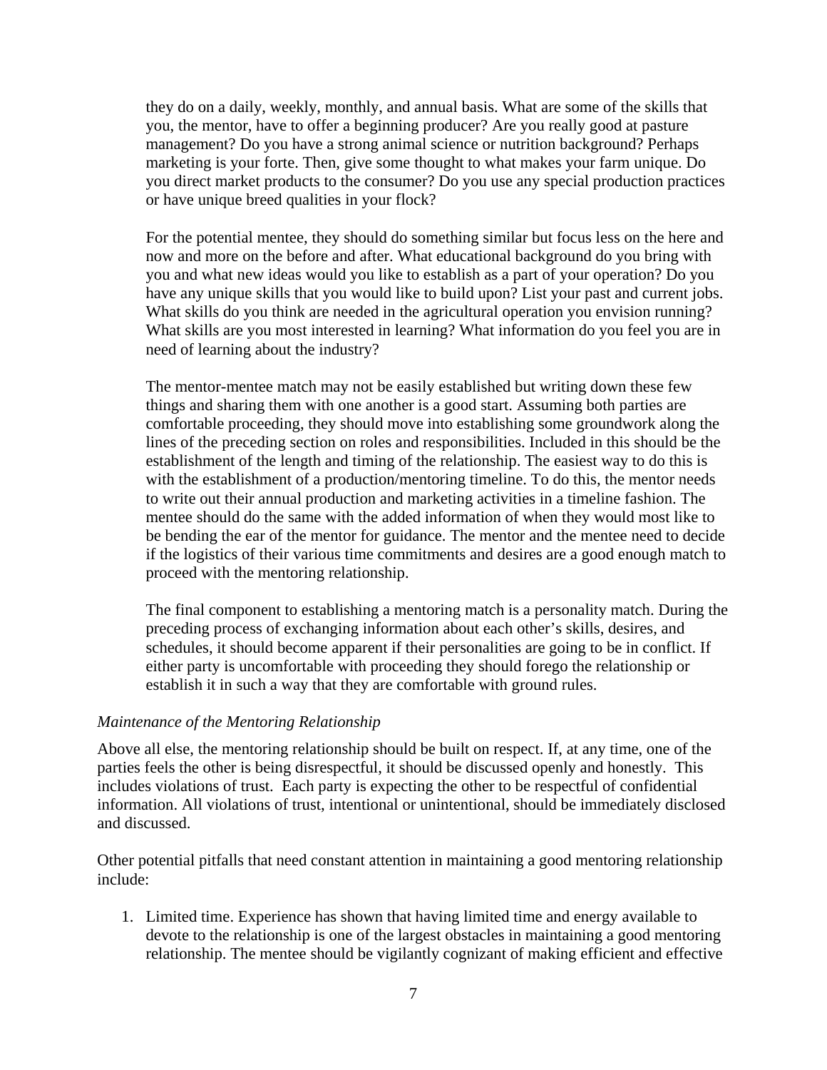they do on a daily, weekly, monthly, and annual basis. What are some of the skills that you, the mentor, have to offer a beginning producer? Are you really good at pasture management? Do you have a strong animal science or nutrition background? Perhaps marketing is your forte. Then, give some thought to what makes your farm unique. Do you direct market products to the consumer? Do you use any special production practices or have unique breed qualities in your flock?

For the potential mentee, they should do something similar but focus less on the here and now and more on the before and after. What educational background do you bring with you and what new ideas would you like to establish as a part of your operation? Do you have any unique skills that you would like to build upon? List your past and current jobs. What skills do you think are needed in the agricultural operation you envision running? What skills are you most interested in learning? What information do you feel you are in need of learning about the industry?

The mentor-mentee match may not be easily established but writing down these few things and sharing them with one another is a good start. Assuming both parties are comfortable proceeding, they should move into establishing some groundwork along the lines of the preceding section on roles and responsibilities. Included in this should be the establishment of the length and timing of the relationship. The easiest way to do this is with the establishment of a production/mentoring timeline. To do this, the mentor needs to write out their annual production and marketing activities in a timeline fashion. The mentee should do the same with the added information of when they would most like to be bending the ear of the mentor for guidance. The mentor and the mentee need to decide if the logistics of their various time commitments and desires are a good enough match to proceed with the mentoring relationship.

The final component to establishing a mentoring match is a personality match. During the preceding process of exchanging information about each other's skills, desires, and schedules, it should become apparent if their personalities are going to be in conflict. If either party is uncomfortable with proceeding they should forego the relationship or establish it in such a way that they are comfortable with ground rules.

*Maintenance of the Mentoring Relationship*

Above all else, the mentoring relationship should be built on respect. If, at any time, one of the parties feels the other is being disrespectful, it should be discussed openly and honestly. This includes violations of trust. Each party is expecting the other to be respectful of confidential information. All violations of trust, intentional or unintentional, should be immediately disclosed and discussed.

Other potential pitfalls that need constant attention in maintaining a good mentoring relationship include:

1. Limited time. Experience has shown that having limited time and energy available to devote to the relationship is one of the largest obstacles in maintaining a good mentoring relationship. The mentee should be vigilantly cognizant of making efficient and effective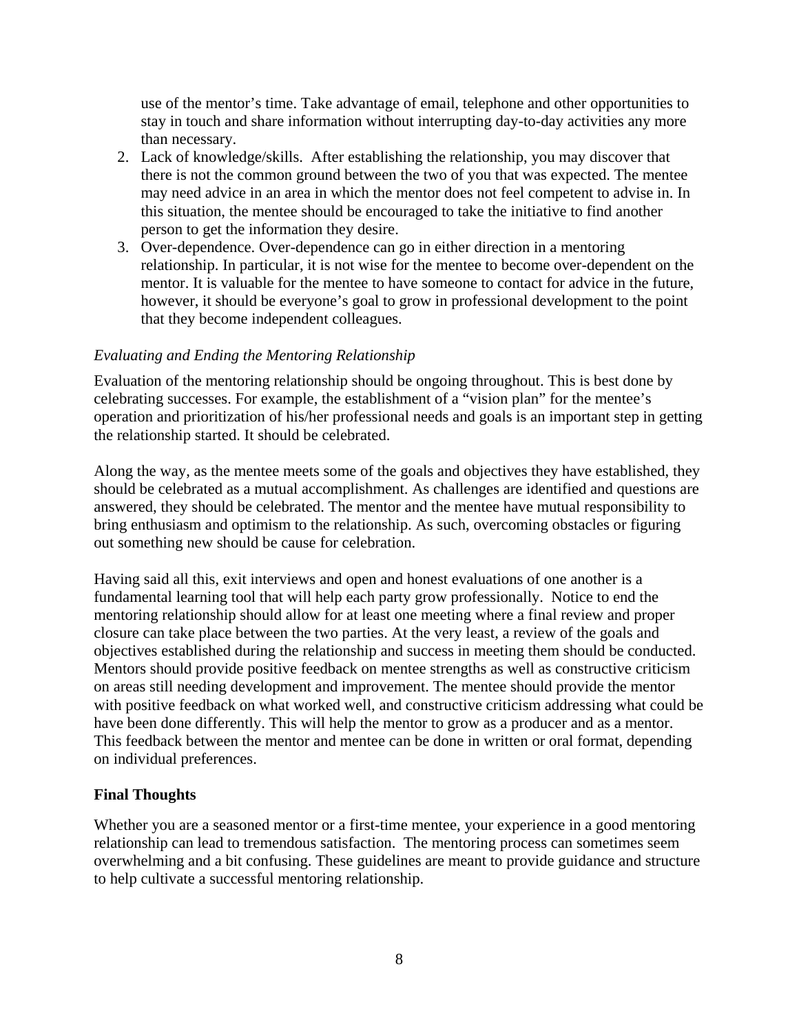use of the mentor's time. Take advantage of email, telephone and other opportunities to stay in touch and share information without interrupting day-to-day activities any more than necessary.

2. Lack of knowledge/skills. After establishing the relationship, you may discover that there is not the common ground between the two of you that was expected. The mentee may need advice in an area in which the mentor does not feel competent to advise in. In this situation, the mentee should be encouraged to take the initiative to find another person to get the information they desire.
3. Over-dependence. Over-dependence can go in either direction in a mentoring relationship. In particular, it is not wise for the mentee to become over-dependent on the mentor. It is valuable for the mentee to have someone to contact for advice in the future, however, it should be everyone's goal to grow in professional development to the point that they become independent colleagues.

*Evaluating and Ending the Mentoring Relationship*

Evaluation of the mentoring relationship should be ongoing throughout. This is best done by celebrating successes. For example, the establishment of a "vision plan" for the mentee's operation and prioritization of his/her professional needs and goals is an important step in getting the relationship started. It should be celebrated.

Along the way, as the mentee meets some of the goals and objectives they have established, they should be celebrated as a mutual accomplishment. As challenges are identified and questions are answered, they should be celebrated. The mentor and the mentee have mutual responsibility to bring enthusiasm and optimism to the relationship. As such, overcoming obstacles or figuring out something new should be cause for celebration.

Having said all this, exit interviews and open and honest evaluations of one another is a fundamental learning tool that will help each party grow professionally. Notice to end the mentoring relationship should allow for at least one meeting where a final review and proper closure can take place between the two parties. At the very least, a review of the goals and objectives established during the relationship and success in meeting them should be conducted. Mentors should provide positive feedback on mentee strengths as well as constructive criticism on areas still needing development and improvement. The mentee should provide the mentor with positive feedback on what worked well, and constructive criticism addressing what could be have been done differently. This will help the mentor to grow as a producer and as a mentor. This feedback between the mentor and mentee can be done in written or oral format, depending on individual preferences.

**Final Thoughts**

Whether you are a seasoned mentor or a first-time mentee, your experience in a good mentoring relationship can lead to tremendous satisfaction. The mentoring process can sometimes seem overwhelming and a bit confusing. These guidelines are meant to provide guidance and structure to help cultivate a successful mentoring relationship.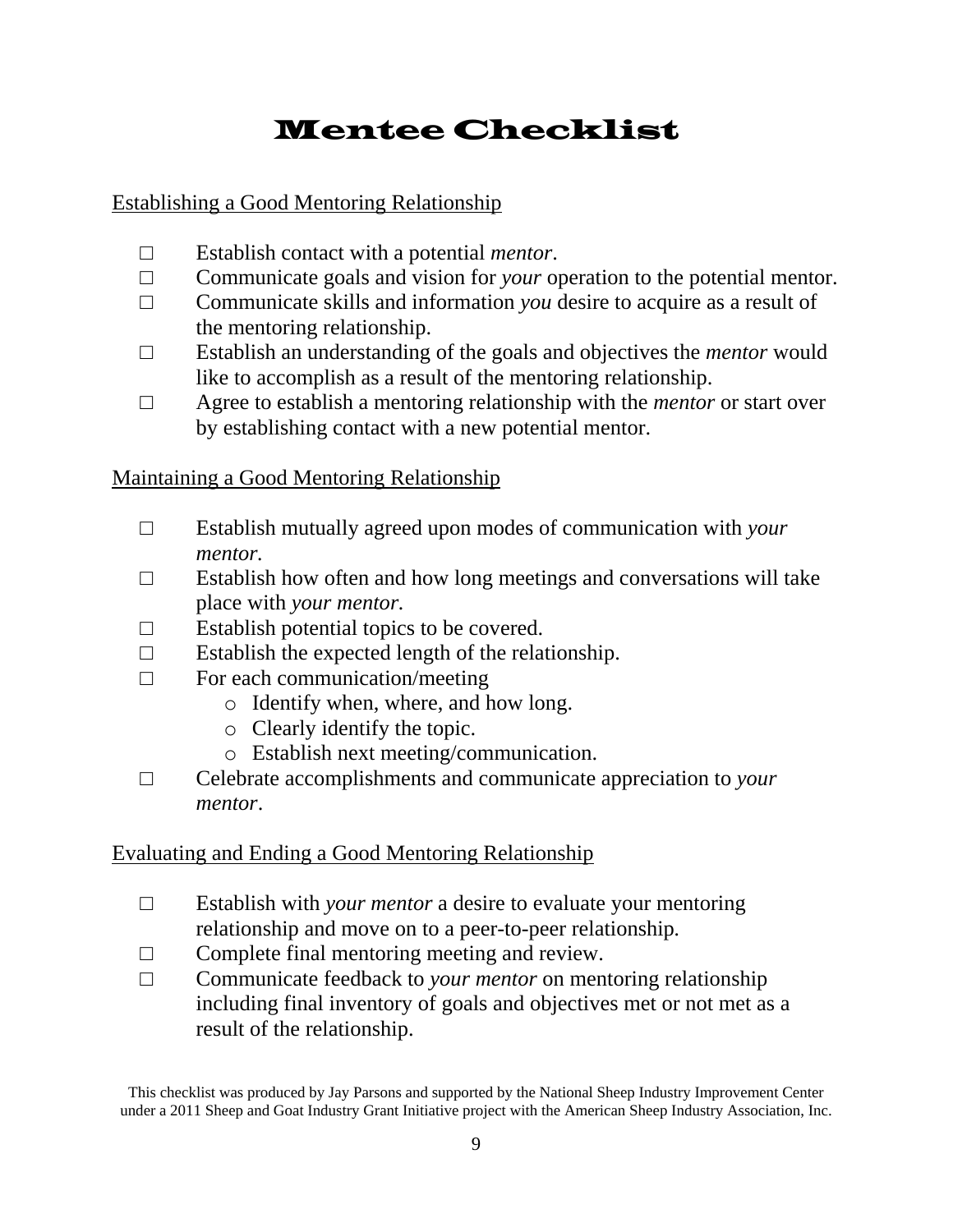# Mentee Checklist

<u>Establishing a Good Mentoring Relationship</u>

- □ Establish contact with a potential *mentor*.
- □ Communicate goals and vision for *your* operation to the potential mentor.
- □ Communicate skills and information *you* desire to acquire as a result of the mentoring relationship.
- □ Establish an understanding of the goals and objectives the *mentor* would like to accomplish as a result of the mentoring relationship.
- □ Agree to establish a mentoring relationship with the *mentor* or start over by establishing contact with a new potential mentor.

<u>Maintaining a Good Mentoring Relationship</u>

- □ Establish mutually agreed upon modes of communication with *your mentor.*
- □ Establish how often and how long meetings and conversations will take place with *your mentor*.
- □ Establish potential topics to be covered.
- □ Establish the expected length of the relationship.
- □ For each communication/meeting
  - Identify when, where, and how long.
  - Clearly identify the topic.
  - Establish next meeting/communication.
- □ Celebrate accomplishments and communicate appreciation to *your mentor*.

<u>Evaluating and Ending a Good Mentoring Relationship</u>

- □ Establish with *your mentor* a desire to evaluate your mentoring relationship and move on to a peer-to-peer relationship.
- □ Complete final mentoring meeting and review.
- □ Communicate feedback to *your mentor* on mentoring relationship including final inventory of goals and objectives met or not met as a result of the relationship.

This checklist was produced by Jay Parsons and supported by the National Sheep Industry Improvement Center under a 2011 Sheep and Goat Industry Grant Initiative project with the American Sheep Industry Association, Inc.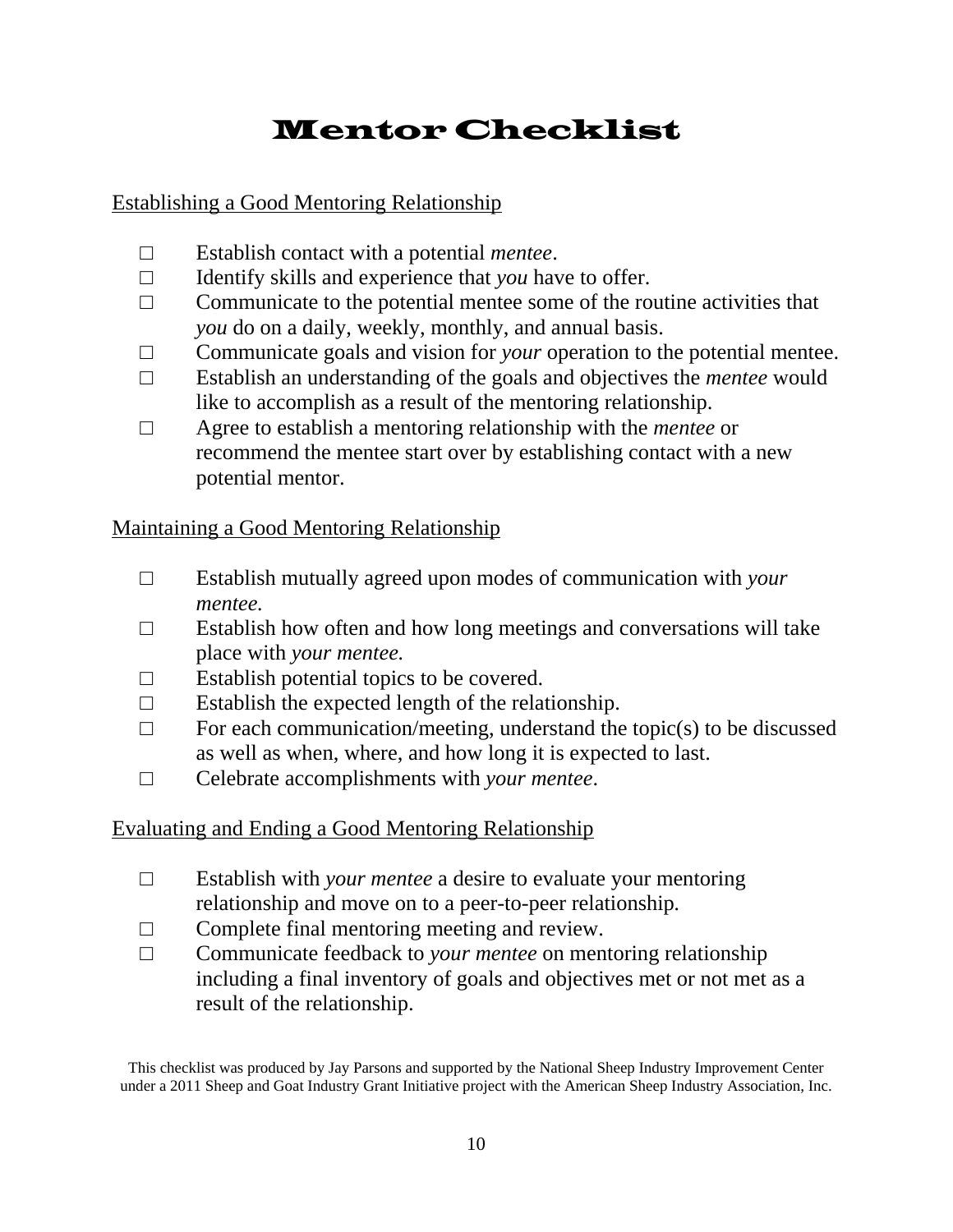# Mentor Checklist

Establishing a Good Mentoring Relationship

- □ Establish contact with a potential *mentee*.
- □ Identify skills and experience that *you* have to offer.
- □ Communicate to the potential mentee some of the routine activities that *you* do on a daily, weekly, monthly, and annual basis.
- □ Communicate goals and vision for *your* operation to the potential mentee.
- □ Establish an understanding of the goals and objectives the *mentee* would like to accomplish as a result of the mentoring relationship.
- □ Agree to establish a mentoring relationship with the *mentee* or recommend the mentee start over by establishing contact with a new potential mentor.

Maintaining a Good Mentoring Relationship

- □ Establish mutually agreed upon modes of communication with *your mentee.*
- □ Establish how often and how long meetings and conversations will take place with *your mentee.*
- □ Establish potential topics to be covered.
- □ Establish the expected length of the relationship.
- □ For each communication/meeting, understand the topic(s) to be discussed as well as when, where, and how long it is expected to last.
- □ Celebrate accomplishments with *your mentee*.

Evaluating and Ending a Good Mentoring Relationship

- □ Establish with *your mentee* a desire to evaluate your mentoring relationship and move on to a peer-to-peer relationship.
- □ Complete final mentoring meeting and review.
- □ Communicate feedback to *your mentee* on mentoring relationship including a final inventory of goals and objectives met or not met as a result of the relationship.

This checklist was produced by Jay Parsons and supported by the National Sheep Industry Improvement Center under a 2011 Sheep and Goat Industry Grant Initiative project with the American Sheep Industry Association, Inc.